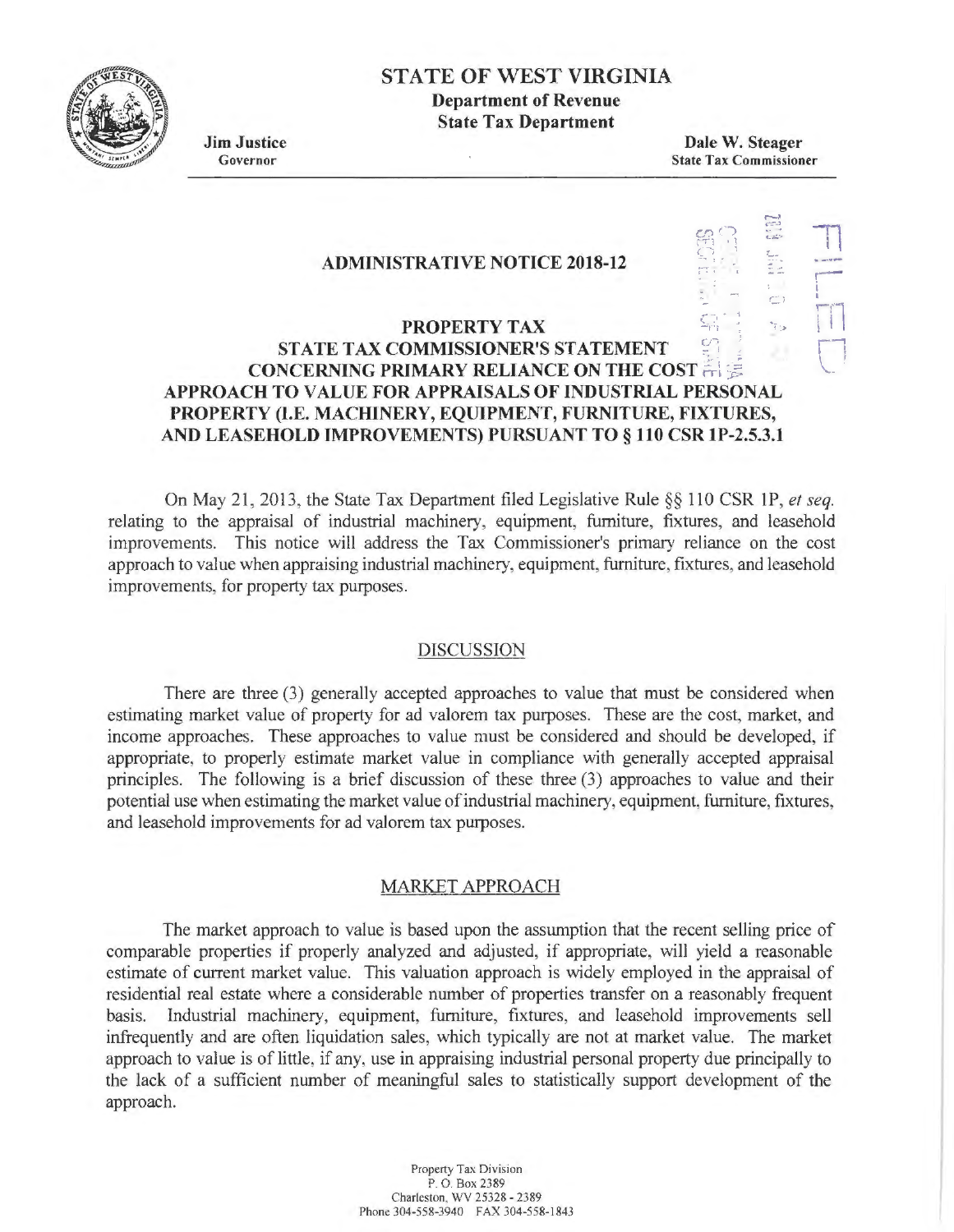# STATE OF WEST VIRGINIA

**Department of Revenue**
**State Tax Department**

**Jim Justice**
Governor

**Dale W. Steager**
State Tax Commissioner

## ADMINISTRATIVE NOTICE 2018-12

## PROPERTY TAX
## STATE TAX COMMISSIONER'S STATEMENT CONCERNING PRIMARY RELIANCE ON THE COST APPROACH TO VALUE FOR APPRAISALS OF INDUSTRIAL PERSONAL PROPERTY (I.E. MACHINERY, EQUIPMENT, FURNITURE, FIXTURES, AND LEASEHOLD IMPROVEMENTS) PURSUANT TO § 110 CSR 1P-2.5.3.1

On May 21, 2013, the State Tax Department filed Legislative Rule §§ 110 CSR 1P, *et seq.* relating to the appraisal of industrial machinery, equipment, furniture, fixtures, and leasehold improvements. This notice will address the Tax Commissioner's primary reliance on the cost approach to value when appraising industrial machinery, equipment, furniture, fixtures, and leasehold improvements, for property tax purposes.

### DISCUSSION

There are three (3) generally accepted approaches to value that must be considered when estimating market value of property for ad valorem tax purposes. These are the cost, market, and income approaches. These approaches to value must be considered and should be developed, if appropriate, to properly estimate market value in compliance with generally accepted appraisal principles. The following is a brief discussion of these three (3) approaches to value and their potential use when estimating the market value of industrial machinery, equipment, furniture, fixtures, and leasehold improvements for ad valorem tax purposes.

### MARKET APPROACH

The market approach to value is based upon the assumption that the recent selling price of comparable properties if properly analyzed and adjusted, if appropriate, will yield a reasonable estimate of current market value. This valuation approach is widely employed in the appraisal of residential real estate where a considerable number of properties transfer on a reasonably frequent basis. Industrial machinery, equipment, furniture, fixtures, and leasehold improvements sell infrequently and are often liquidation sales, which typically are not at market value. The market approach to value is of little, if any, use in appraising industrial personal property due principally to the lack of a sufficient number of meaningful sales to statistically support development of the approach.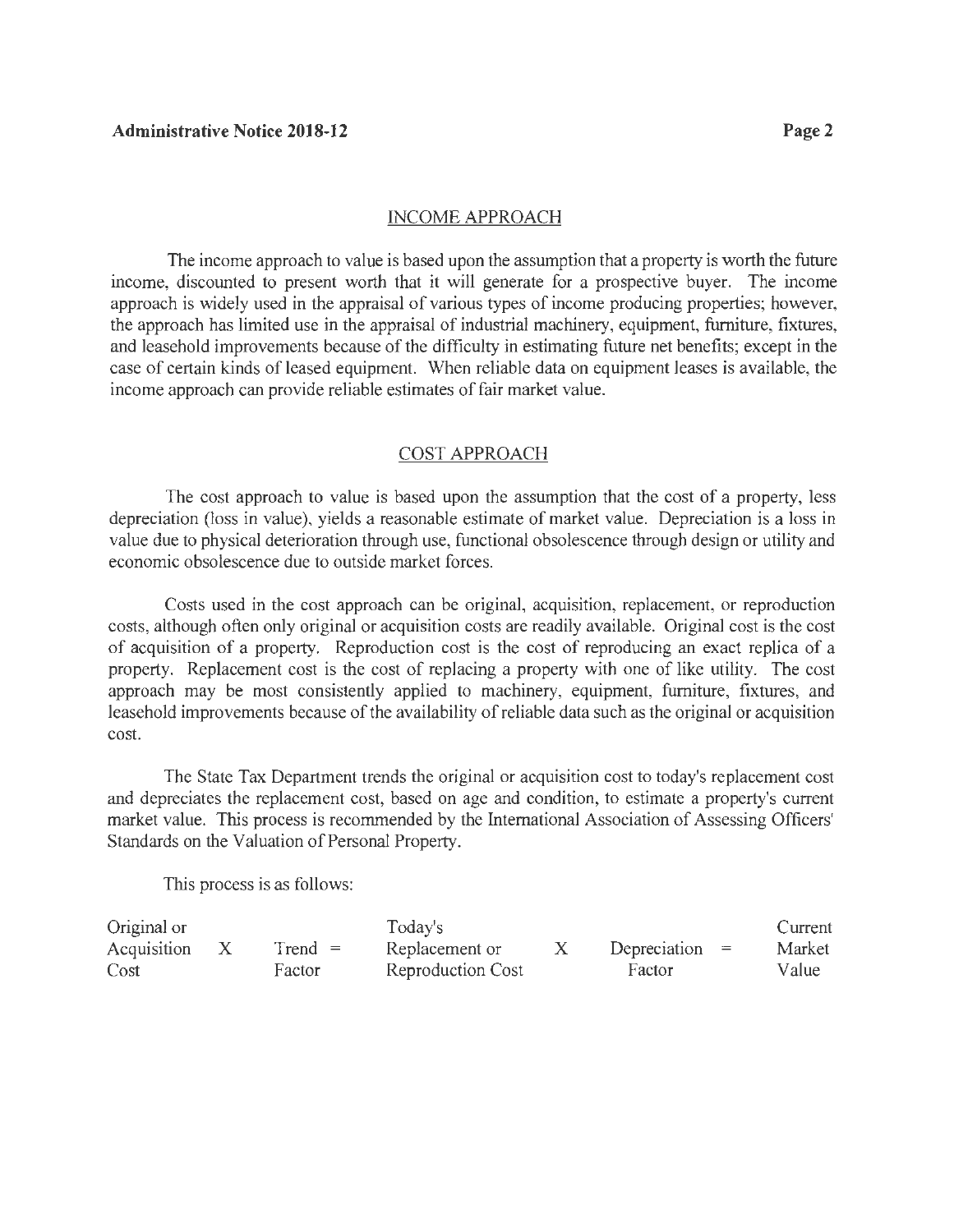## INCOME APPROACH

The income approach to value is based upon the assumption that a property is worth the future income, discounted to present worth that it will generate for a prospective buyer. The income approach is widely used in the appraisal of various types of income producing properties; however, the approach has limited use in the appraisal of industrial machinery, equipment, furniture, fixtures, and leasehold improvements because of the difficulty in estimating future net benefits; except in the case of certain kinds of leased equipment. When reliable data on equipment leases is available, the income approach can provide reliable estimates of fair market value.

## COST APPROACH

The cost approach to value is based upon the assumption that the cost of a property, less depreciation (loss in value), yields a reasonable estimate of market value. Depreciation is a loss in value due to physical deterioration through use, functional obsolescence through design or utility and economic obsolescence due to outside market forces.

Costs used in the cost approach can be original, acquisition, replacement, or reproduction costs, although often only original or acquisition costs are readily available. Original cost is the cost of acquisition of a property. Reproduction cost is the cost of reproducing an exact replica of a property. Replacement cost is the cost of replacing a property with one of like utility. The cost approach may be most consistently applied to machinery, equipment, furniture, fixtures, and leasehold improvements because of the availability of reliable data such as the original or acquisition cost.

The State Tax Department trends the original or acquisition cost to today's replacement cost and depreciates the replacement cost, based on age and condition, to estimate a property's current market value. This process is recommended by the International Association of Assessing Officers' Standards on the Valuation of Personal Property.

This process is as follows:

| Original or Acquisition Cost | X | Trend Factor | = | Today's Replacement or Reproduction Cost | X | Depreciation Factor | = | Current Market Value |
|---|---|---|---|---|---|---|---|---|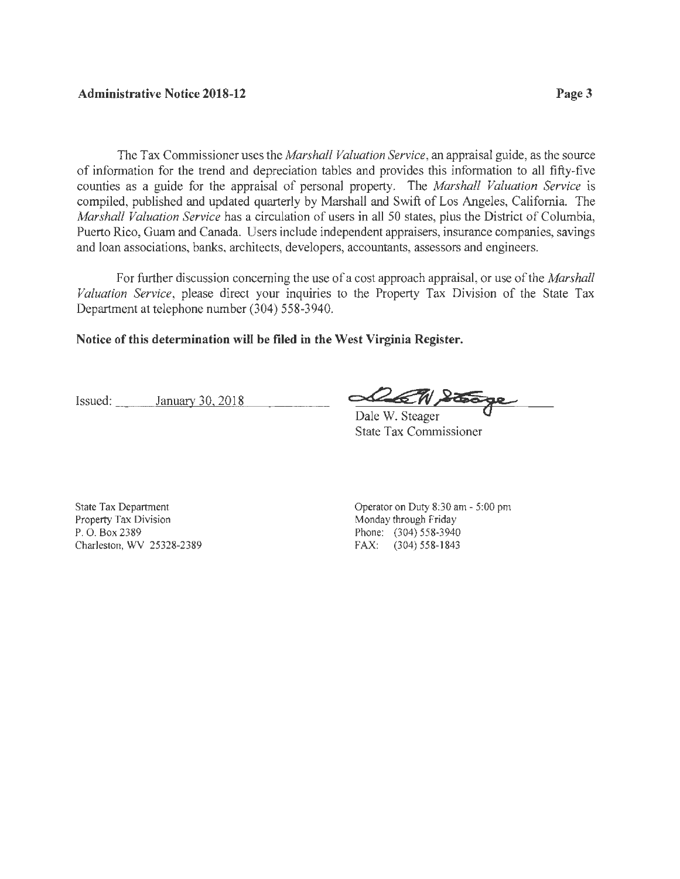The Tax Commissioner uses the *Marshall Valuation Service*, an appraisal guide, as the source of information for the trend and depreciation tables and provides this information to all fifty-five counties as a guide for the appraisal of personal property. The *Marshall Valuation Service* is compiled, published and updated quarterly by Marshall and Swift of Los Angeles, California. The *Marshall Valuation Service* has a circulation of users in all 50 states, plus the District of Columbia, Puerto Rico, Guam and Canada. Users include independent appraisers, insurance companies, savings and loan associations, banks, architects, developers, accountants, assessors and engineers.

For further discussion concerning the use of a cost approach appraisal, or use of the *Marshall Valuation Service*, please direct your inquiries to the Property Tax Division of the State Tax Department at telephone number (304) 558-3940.

**Notice of this determination will be filed in the West Virginia Register.**

Issued: January 30, 2018

Dale W. Steager
State Tax Commissioner

State Tax Department
Property Tax Division
P. O. Box 2389
Charleston, WV 25328-2389

Operator on Duty 8:30 am - 5:00 pm
Monday through Friday
Phone: (304) 558-3940
FAX: (304) 558-1843